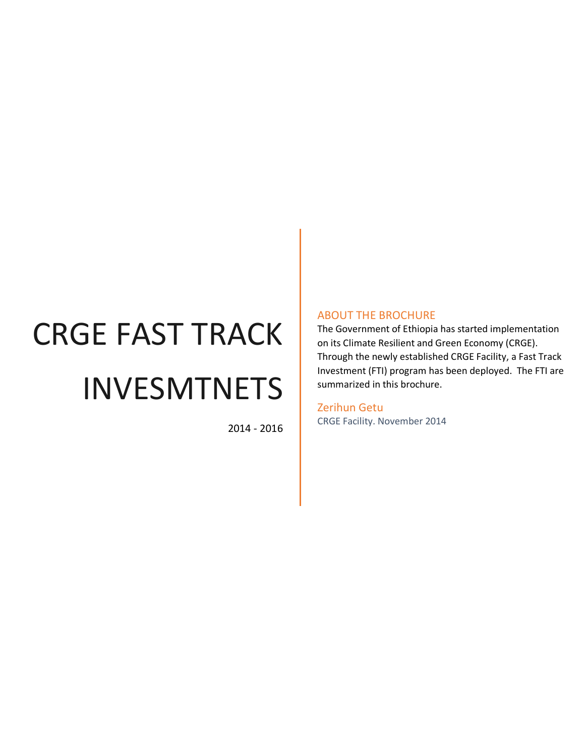# CRGE FAST TRACK INVESMTNETS

2014 - 2016

## ABOUT THE BROCHURE

The Government of Ethiopia has started implementation on its Climate Resilient and Green Economy (CRGE). Through the newly established CRGE Facility, a Fast Track Investment (FTI) program has been deployed. The FTI are summarized in this brochure.

Zerihun Getu

CRGE Facility. November 2014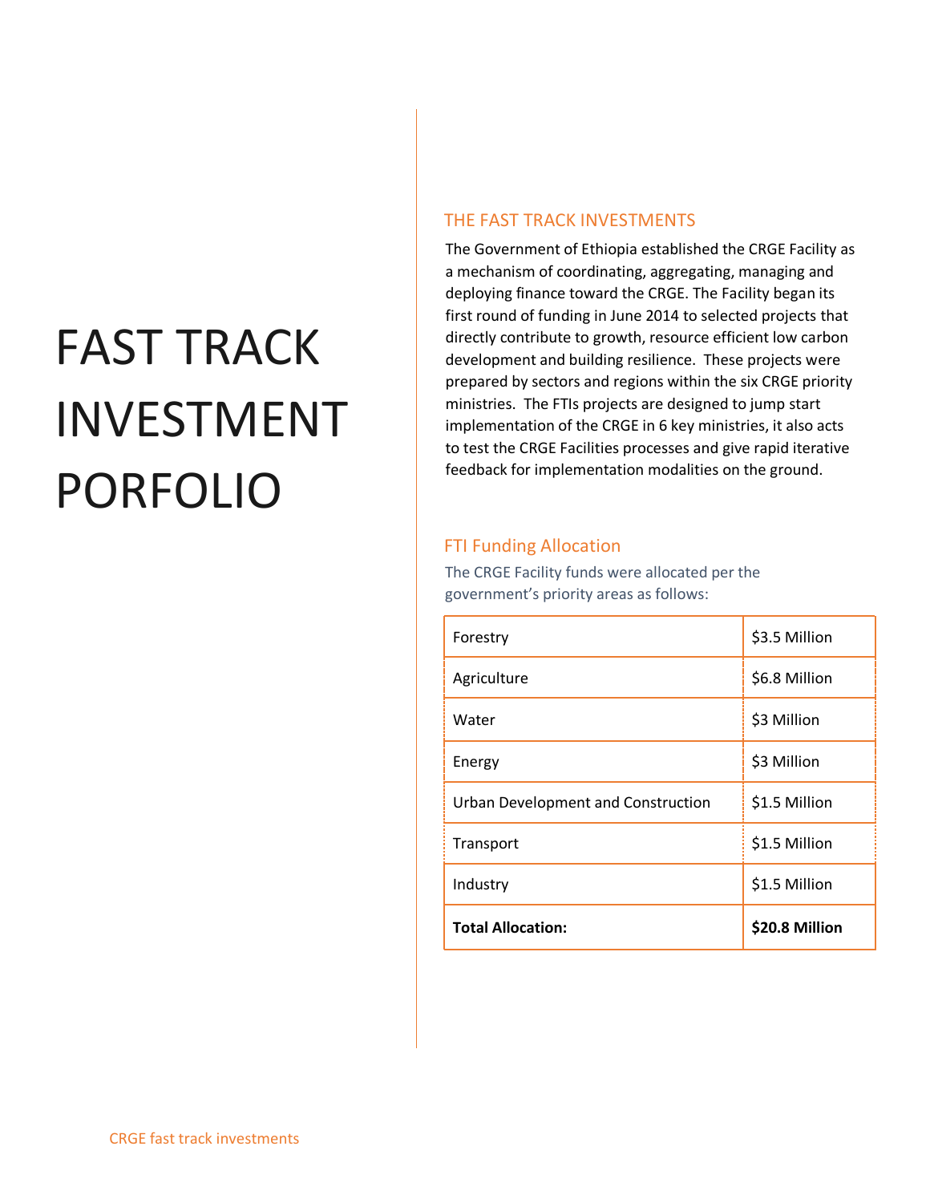# FAST TRACK INVESTMENT PORFOLIO

## THE FAST TRACK INVESTMENTS

The Government of Ethiopia established the CRGE Facility as a mechanism of coordinating, aggregating, managing and deploying finance toward the CRGE. The Facility began its first round of funding in June 2014 to selected projects that directly contribute to growth, resource efficient low carbon development and building resilience. These projects were prepared by sectors and regions within the six CRGE priority ministries. The FTIs projects are designed to jump start implementation of the CRGE in 6 key ministries, it also acts to test the CRGE Facilities processes and give rapid iterative feedback for implementation modalities on the ground.

## FTI Funding Allocation

The CRGE Facility funds were allocated per the government's priority areas as follows:

| Sector | Allocation |
| --- | --- |
| Forestry | $3.5 Million |
| Agriculture | $6.8 Million |
| Water | $3 Million |
| Energy | $3 Million |
| Urban Development and Construction | $1.5 Million |
| Transport | $1.5 Million |
| Industry | $1.5 Million |
| **Total Allocation:** | **$20.8 Million** |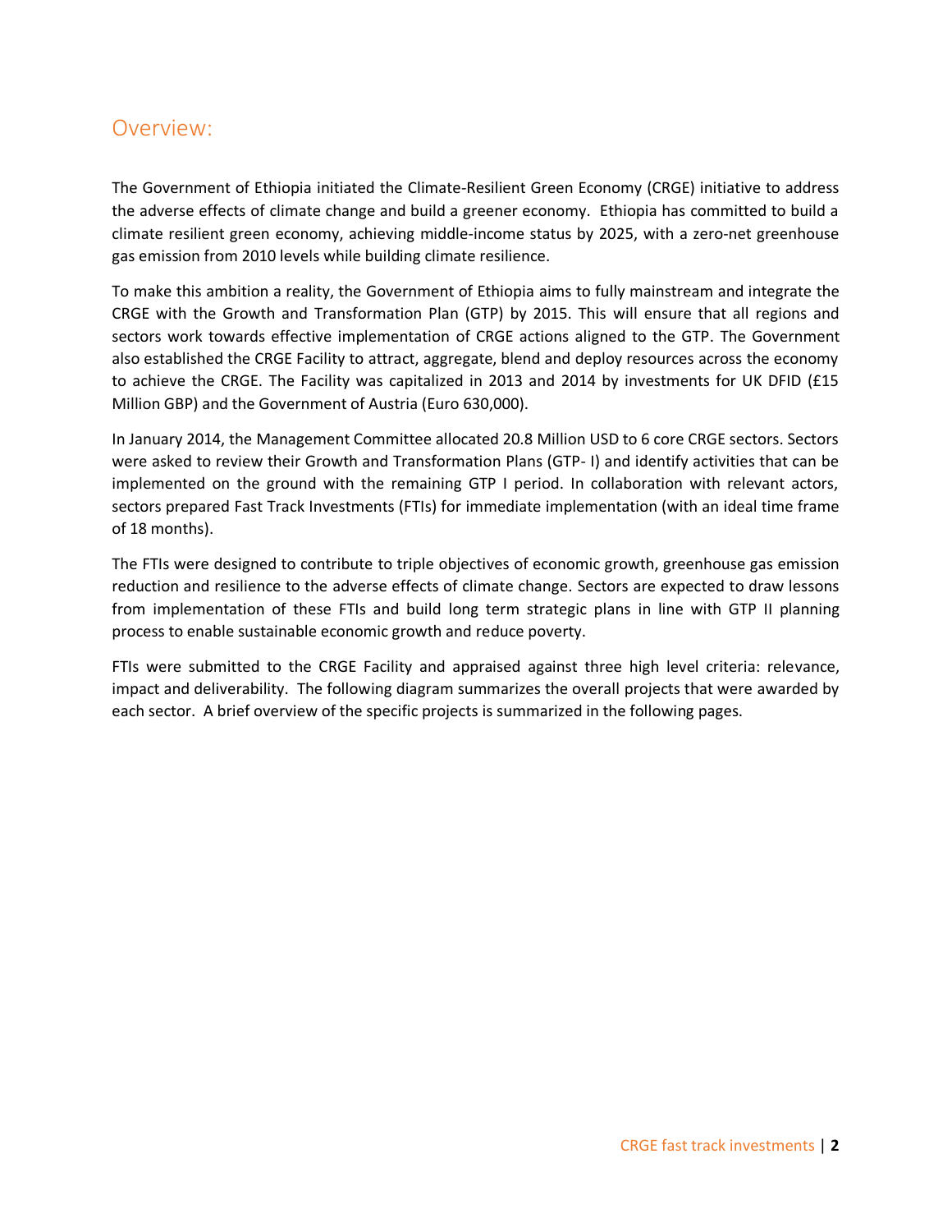## Overview:

The Government of Ethiopia initiated the Climate-Resilient Green Economy (CRGE) initiative to address the adverse effects of climate change and build a greener economy. Ethiopia has committed to build a climate resilient green economy, achieving middle-income status by 2025, with a zero-net greenhouse gas emission from 2010 levels while building climate resilience.

To make this ambition a reality, the Government of Ethiopia aims to fully mainstream and integrate the CRGE with the Growth and Transformation Plan (GTP) by 2015. This will ensure that all regions and sectors work towards effective implementation of CRGE actions aligned to the GTP. The Government also established the CRGE Facility to attract, aggregate, blend and deploy resources across the economy to achieve the CRGE. The Facility was capitalized in 2013 and 2014 by investments for UK DFID (£15 Million GBP) and the Government of Austria (Euro 630,000).

In January 2014, the Management Committee allocated 20.8 Million USD to 6 core CRGE sectors. Sectors were asked to review their Growth and Transformation Plans (GTP- I) and identify activities that can be implemented on the ground with the remaining GTP I period. In collaboration with relevant actors, sectors prepared Fast Track Investments (FTIs) for immediate implementation (with an ideal time frame of 18 months).

The FTIs were designed to contribute to triple objectives of economic growth, greenhouse gas emission reduction and resilience to the adverse effects of climate change. Sectors are expected to draw lessons from implementation of these FTIs and build long term strategic plans in line with GTP II planning process to enable sustainable economic growth and reduce poverty.

FTIs were submitted to the CRGE Facility and appraised against three high level criteria: relevance, impact and deliverability. The following diagram summarizes the overall projects that were awarded by each sector. A brief overview of the specific projects is summarized in the following pages.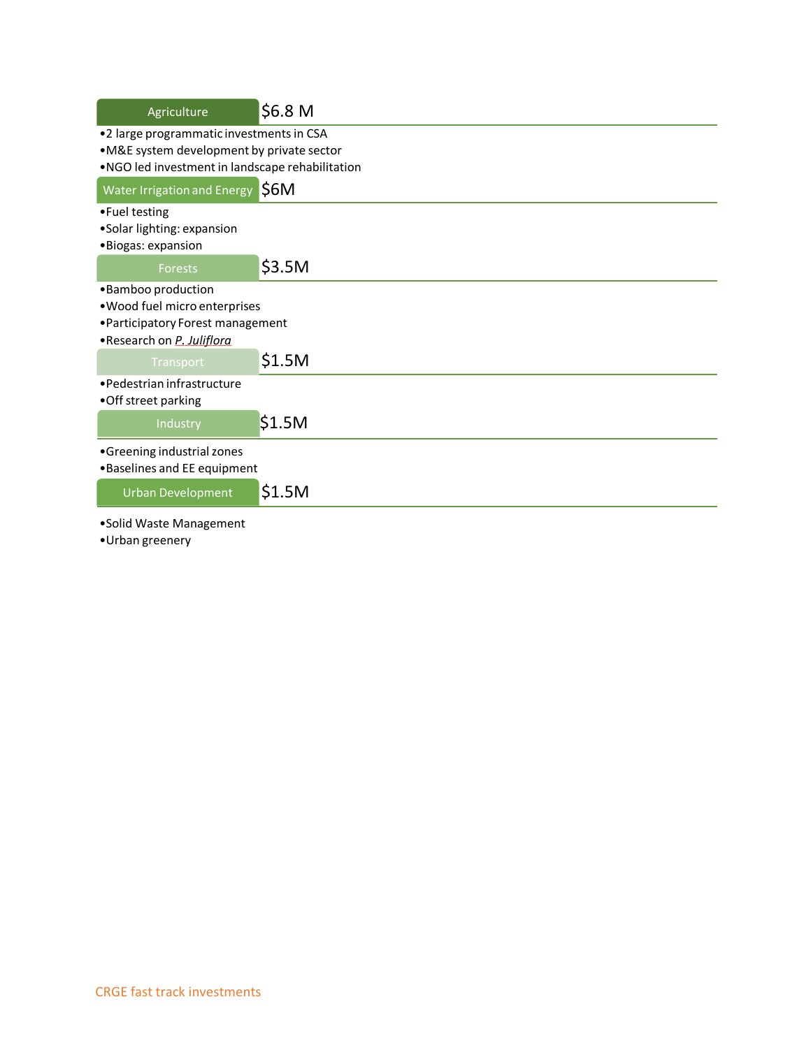### Agriculture — $6.8 M

- 2 large programmatic investments in CSA
- M&E system development by private sector
- NGO led investment in landscape rehabilitation

### Water Irrigation and Energy — $6M

- Fuel testing
- Solar lighting: expansion
- Biogas: expansion

### Forests — $3.5M

- Bamboo production
- Wood fuel micro enterprises
- Participatory Forest management
- Research on *P. Juliflora*

### Transport — $1.5M

- Pedestrian infrastructure
- Off street parking

### Industry — $1.5M

- Greening industrial zones
- Baselines and EE equipment

### Urban Development — $1.5M

- Solid Waste Management
- Urban greenery

CRGE fast track investments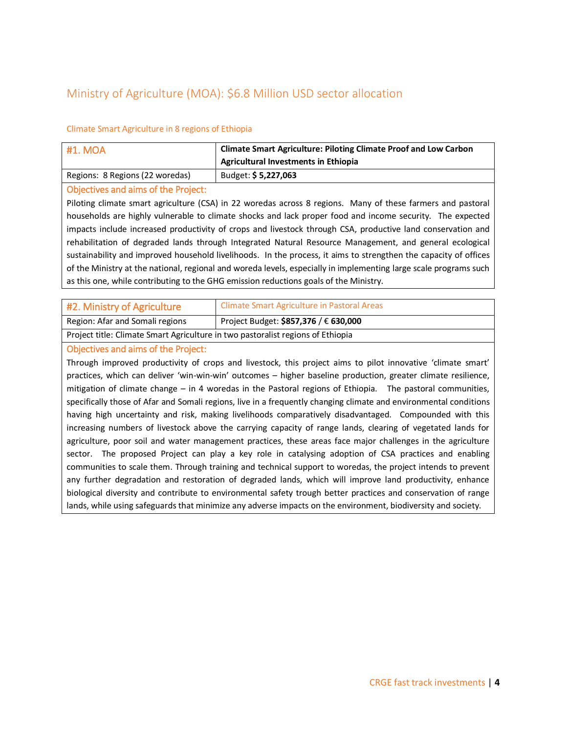## Ministry of Agriculture (MOA): $6.8 Million USD sector allocation

### Climate Smart Agriculture in 8 regions of Ethiopia

| #1. MOA | **Climate Smart Agriculture: Piloting Climate Proof and Low Carbon Agricultural Investments in Ethiopia** |
|---|---|
| Regions: 8 Regions (22 woredas) | Budget: **$ 5,227,063** |

**Objectives and aims of the Project:**

Piloting climate smart agriculture (CSA) in 22 woredas across 8 regions. Many of these farmers and pastoral households are highly vulnerable to climate shocks and lack proper food and income security. The expected impacts include increased productivity of crops and livestock through CSA, productive land conservation and rehabilitation of degraded lands through Integrated Natural Resource Management, and general ecological sustainability and improved household livelihoods. In the process, it aims to strengthen the capacity of offices of the Ministry at the national, regional and woreda levels, especially in implementing large scale programs such as this one, while contributing to the GHG emission reductions goals of the Ministry.

| #2. Ministry of Agriculture | Climate Smart Agriculture in Pastoral Areas |
|---|---|
| Region: Afar and Somali regions | Project Budget: **$857,376** / € **630,000** |
| Project title: Climate Smart Agriculture in two pastoralist regions of Ethiopia | |

**Objectives and aims of the Project:**

Through improved productivity of crops and livestock, this project aims to pilot innovative 'climate smart' practices, which can deliver 'win-win-win' outcomes – higher baseline production, greater climate resilience, mitigation of climate change – in 4 woredas in the Pastoral regions of Ethiopia. The pastoral communities, specifically those of Afar and Somali regions, live in a frequently changing climate and environmental conditions having high uncertainty and risk, making livelihoods comparatively disadvantaged. Compounded with this increasing numbers of livestock above the carrying capacity of range lands, clearing of vegetated lands for agriculture, poor soil and water management practices, these areas face major challenges in the agriculture sector. The proposed Project can play a key role in catalysing adoption of CSA practices and enabling communities to scale them. Through training and technical support to woredas, the project intends to prevent any further degradation and restoration of degraded lands, which will improve land productivity, enhance biological diversity and contribute to environmental safety trough better practices and conservation of range lands, while using safeguards that minimize any adverse impacts on the environment, biodiversity and society.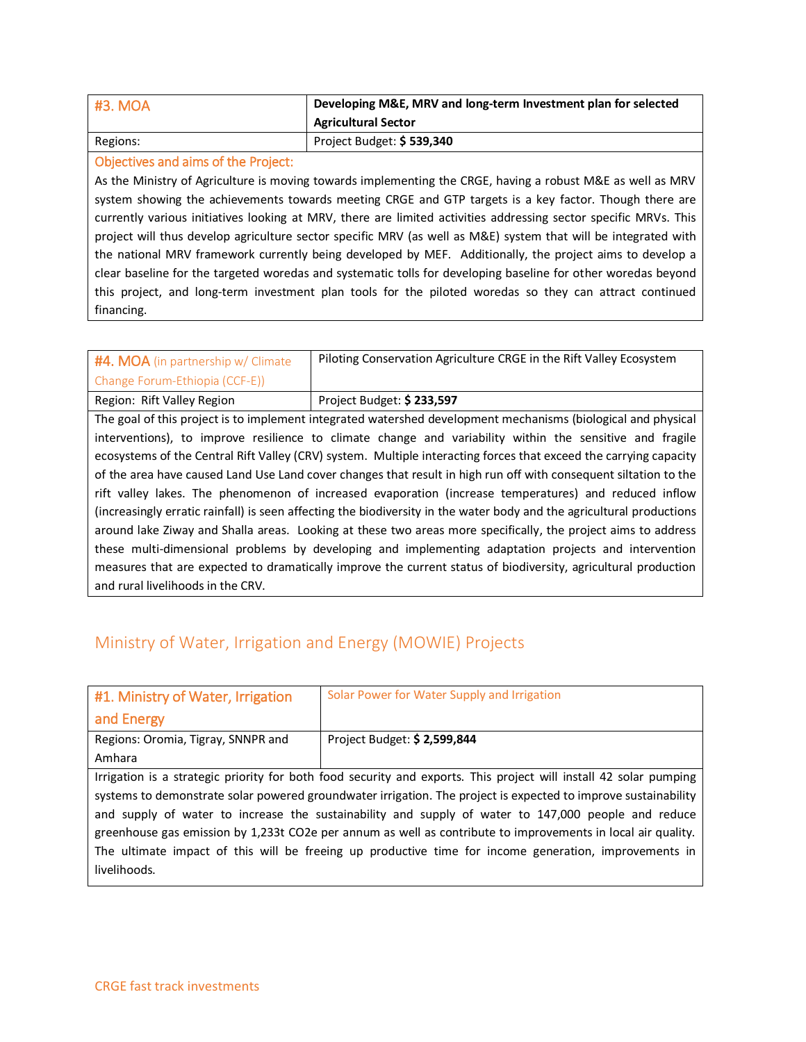| #3. MOA | **Developing M&E, MRV and long-term Investment plan for selected Agricultural Sector** |
|---|---|
| Regions: | Project Budget: **$ 539,340** |

**Objectives and aims of the Project:**

As the Ministry of Agriculture is moving towards implementing the CRGE, having a robust M&E as well as MRV system showing the achievements towards meeting CRGE and GTP targets is a key factor. Though there are currently various initiatives looking at MRV, there are limited activities addressing sector specific MRVs. This project will thus develop agriculture sector specific MRV (as well as M&E) system that will be integrated with the national MRV framework currently being developed by MEF. Additionally, the project aims to develop a clear baseline for the targeted woredas and systematic tolls for developing baseline for other woredas beyond this project, and long-term investment plan tools for the piloted woredas so they can attract continued financing.

| #4. MOA (in partnership w/ Climate Change Forum-Ethiopia (CCF-E)) | Piloting Conservation Agriculture CRGE in the Rift Valley Ecosystem |
|---|---|
| Region: Rift Valley Region | Project Budget: **$ 233,597** |

The goal of this project is to implement integrated watershed development mechanisms (biological and physical interventions), to improve resilience to climate change and variability within the sensitive and fragile ecosystems of the Central Rift Valley (CRV) system. Multiple interacting forces that exceed the carrying capacity of the area have caused Land Use Land cover changes that result in high run off with consequent siltation to the rift valley lakes. The phenomenon of increased evaporation (increase temperatures) and reduced inflow (increasingly erratic rainfall) is seen affecting the biodiversity in the water body and the agricultural productions around lake Ziway and Shalla areas. Looking at these two areas more specifically, the project aims to address these multi-dimensional problems by developing and implementing adaptation projects and intervention measures that are expected to dramatically improve the current status of biodiversity, agricultural production and rural livelihoods in the CRV.

## Ministry of Water, Irrigation and Energy (MOWIE) Projects

| #1. Ministry of Water, Irrigation and Energy | Solar Power for Water Supply and Irrigation |
|---|---|
| Regions: Oromia, Tigray, SNNPR and Amhara | Project Budget: **$ 2,599,844** |

Irrigation is a strategic priority for both food security and exports. This project will install 42 solar pumping systems to demonstrate solar powered groundwater irrigation. The project is expected to improve sustainability and supply of water to increase the sustainability and supply of water to 147,000 people and reduce greenhouse gas emission by 1,233t $CO_2e$ per annum as well as contribute to improvements in local air quality. The ultimate impact of this will be freeing up productive time for income generation, improvements in livelihoods.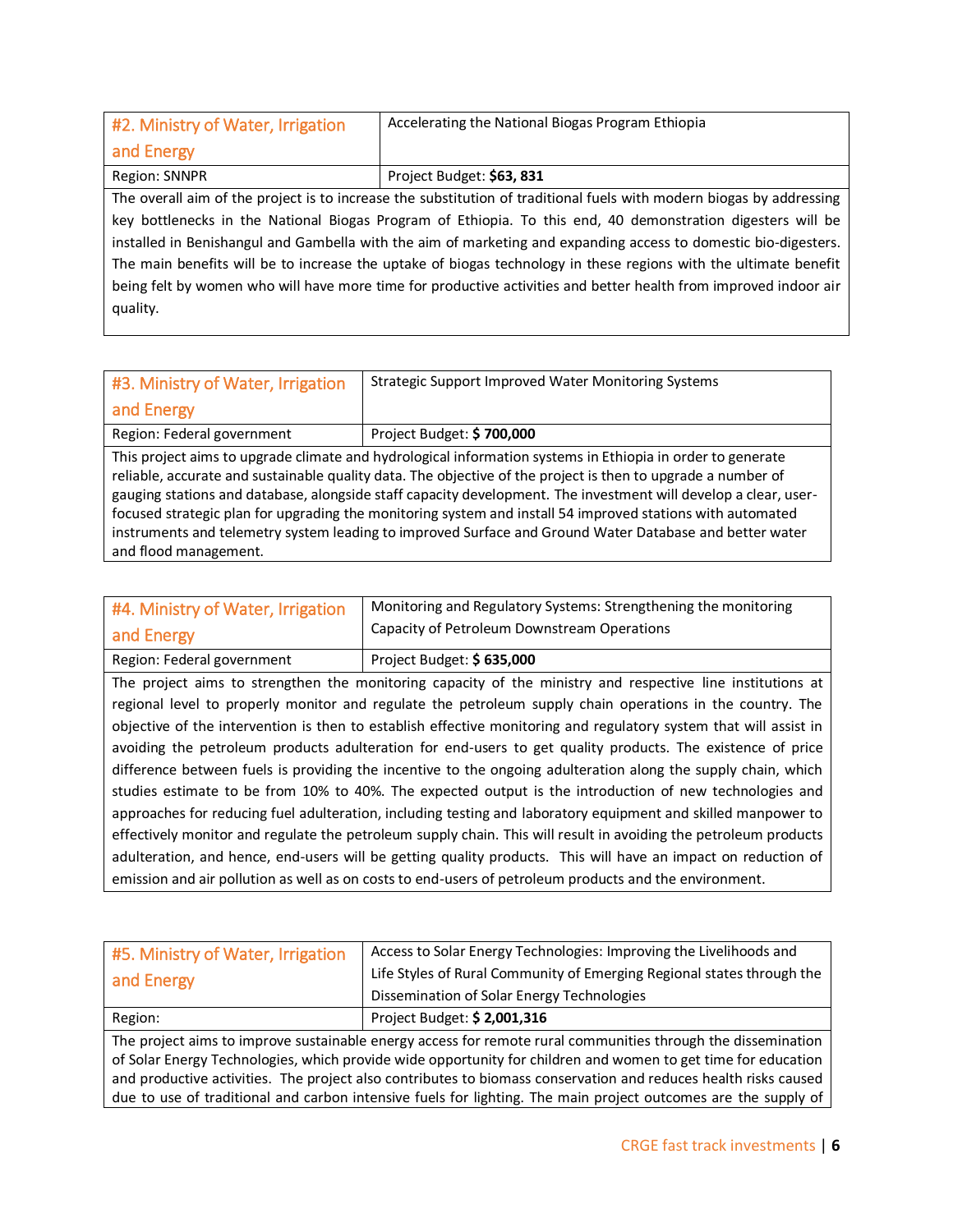| #2. Ministry of Water, Irrigation and Energy | Accelerating the National Biogas Program Ethiopia |
| --- | --- |
| Region: SNNPR | Project Budget: **$63, 831** |

The overall aim of the project is to increase the substitution of traditional fuels with modern biogas by addressing key bottlenecks in the National Biogas Program of Ethiopia. To this end, 40 demonstration digesters will be installed in Benishangul and Gambella with the aim of marketing and expanding access to domestic bio-digesters. The main benefits will be to increase the uptake of biogas technology in these regions with the ultimate benefit being felt by women who will have more time for productive activities and better health from improved indoor air quality.

| #3. Ministry of Water, Irrigation and Energy | Strategic Support Improved Water Monitoring Systems |
| --- | --- |
| Region: Federal government | Project Budget: **$ 700,000** |

This project aims to upgrade climate and hydrological information systems in Ethiopia in order to generate reliable, accurate and sustainable quality data. The objective of the project is then to upgrade a number of gauging stations and database, alongside staff capacity development. The investment will develop a clear, user-focused strategic plan for upgrading the monitoring system and install 54 improved stations with automated instruments and telemetry system leading to improved Surface and Ground Water Database and better water and flood management.

| #4. Ministry of Water, Irrigation and Energy | Monitoring and Regulatory Systems: Strengthening the monitoring Capacity of Petroleum Downstream Operations |
| --- | --- |
| Region: Federal government | Project Budget: **$ 635,000** |

The project aims to strengthen the monitoring capacity of the ministry and respective line institutions at regional level to properly monitor and regulate the petroleum supply chain operations in the country. The objective of the intervention is then to establish effective monitoring and regulatory system that will assist in avoiding the petroleum products adulteration for end-users to get quality products. The existence of price difference between fuels is providing the incentive to the ongoing adulteration along the supply chain, which studies estimate to be from 10% to 40%. The expected output is the introduction of new technologies and approaches for reducing fuel adulteration, including testing and laboratory equipment and skilled manpower to effectively monitor and regulate the petroleum supply chain. This will result in avoiding the petroleum products adulteration, and hence, end-users will be getting quality products. This will have an impact on reduction of emission and air pollution as well as on costs to end-users of petroleum products and the environment.

| #5. Ministry of Water, Irrigation and Energy | Access to Solar Energy Technologies: Improving the Livelihoods and Life Styles of Rural Community of Emerging Regional states through the Dissemination of Solar Energy Technologies |
| --- | --- |
| Region: | Project Budget: **$ 2,001,316** |

The project aims to improve sustainable energy access for remote rural communities through the dissemination of Solar Energy Technologies, which provide wide opportunity for children and women to get time for education and productive activities. The project also contributes to biomass conservation and reduces health risks caused due to use of traditional and carbon intensive fuels for lighting. The main project outcomes are the supply of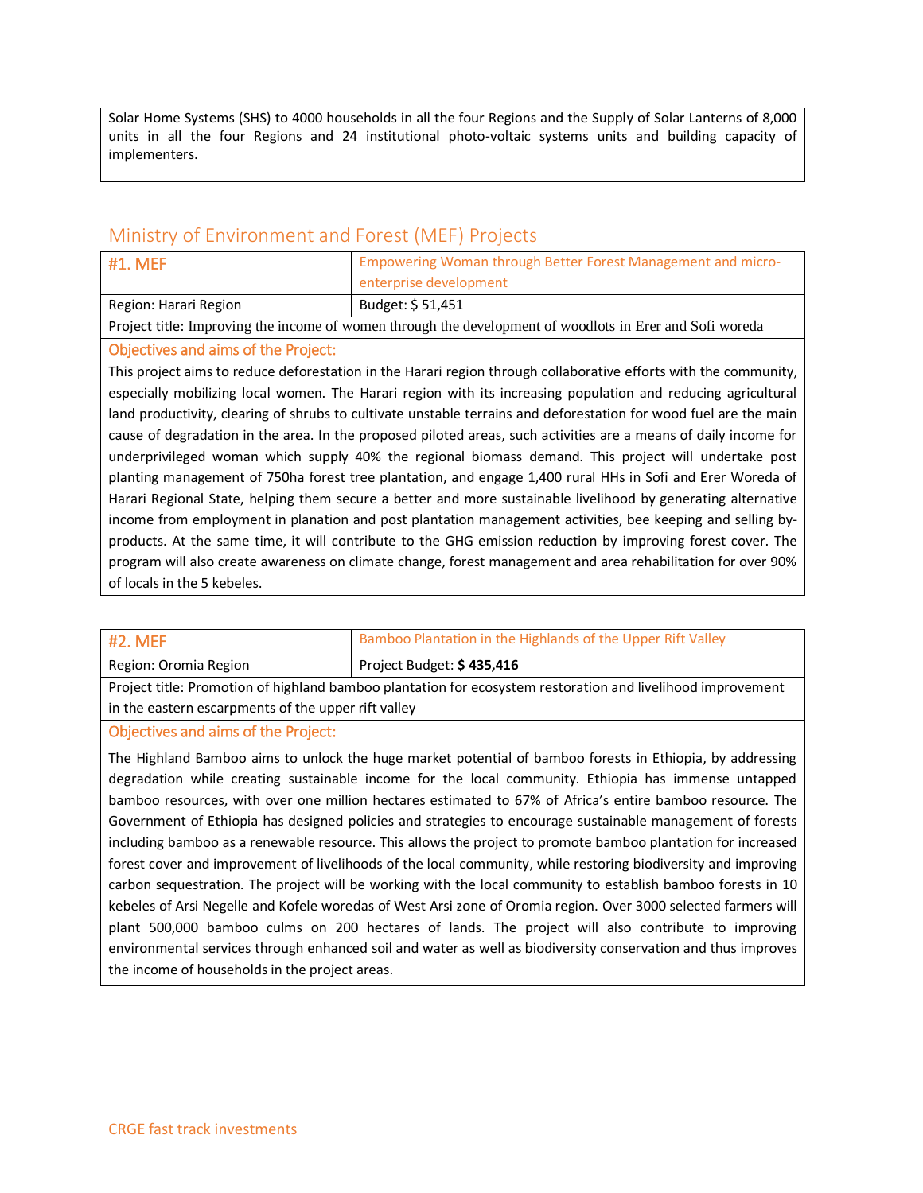Solar Home Systems (SHS) to 4000 households in all the four Regions and the Supply of Solar Lanterns of 8,000 units in all the four Regions and 24 institutional photo-voltaic systems units and building capacity of implementers.

## Ministry of Environment and Forest (MEF) Projects

| #1. MEF | Empowering Woman through Better Forest Management and micro-enterprise development |
|---|---|
| Region: Harari Region | Budget: $ 51,451 |
| Project title: Improving the income of women through the development of woodlots in Erer and Sofi woreda | |

**Objectives and aims of the Project:**

This project aims to reduce deforestation in the Harari region through collaborative efforts with the community, especially mobilizing local women. The Harari region with its increasing population and reducing agricultural land productivity, clearing of shrubs to cultivate unstable terrains and deforestation for wood fuel are the main cause of degradation in the area. In the proposed piloted areas, such activities are a means of daily income for underprivileged woman which supply 40% the regional biomass demand. This project will undertake post planting management of 750ha forest tree plantation, and engage 1,400 rural HHs in Sofi and Erer Woreda of Harari Regional State, helping them secure a better and more sustainable livelihood by generating alternative income from employment in planation and post plantation management activities, bee keeping and selling by-products. At the same time, it will contribute to the GHG emission reduction by improving forest cover. The program will also create awareness on climate change, forest management and area rehabilitation for over 90% of locals in the 5 kebeles.

| #2. MEF | Bamboo Plantation in the Highlands of the Upper Rift Valley |
|---|---|
| Region: Oromia Region | Project Budget: **$ 435,416** |
| Project title: Promotion of highland bamboo plantation for ecosystem restoration and livelihood improvement in the eastern escarpments of the upper rift valley | |

**Objectives and aims of the Project:**

The Highland Bamboo aims to unlock the huge market potential of bamboo forests in Ethiopia, by addressing degradation while creating sustainable income for the local community. Ethiopia has immense untapped bamboo resources, with over one million hectares estimated to 67% of Africa's entire bamboo resource. The Government of Ethiopia has designed policies and strategies to encourage sustainable management of forests including bamboo as a renewable resource. This allows the project to promote bamboo plantation for increased forest cover and improvement of livelihoods of the local community, while restoring biodiversity and improving carbon sequestration. The project will be working with the local community to establish bamboo forests in 10 kebeles of Arsi Negelle and Kofele woredas of West Arsi zone of Oromia region. Over 3000 selected farmers will plant 500,000 bamboo culms on 200 hectares of lands. The project will also contribute to improving environmental services through enhanced soil and water as well as biodiversity conservation and thus improves the income of households in the project areas.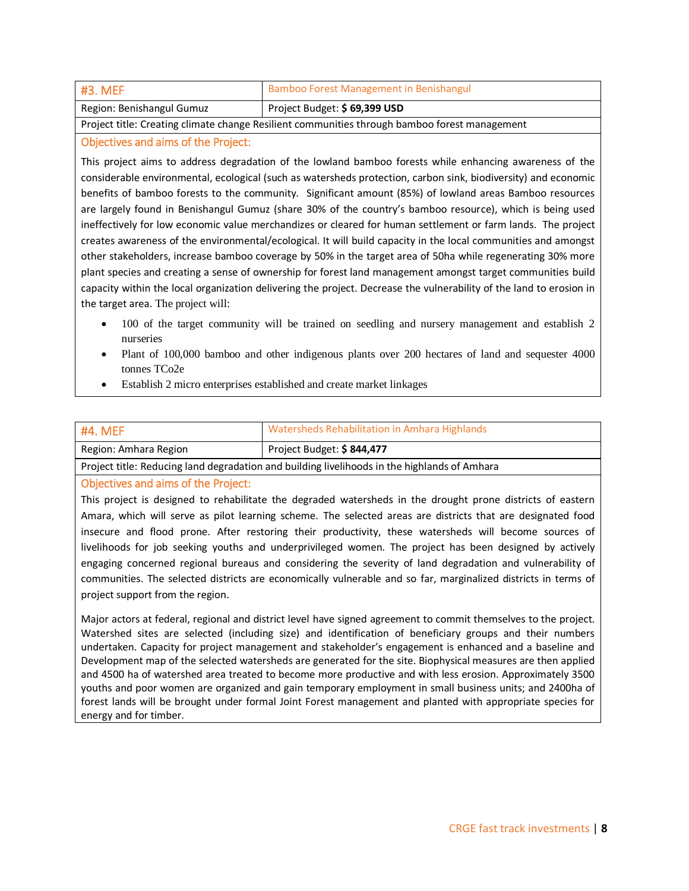| #3. MEF | Bamboo Forest Management in Benishangul |
|---|---|
| Region: Benishangul Gumuz | Project Budget: **$ 69,399 USD** |
| Project title: Creating climate change Resilient communities through bamboo forest management | |

### Objectives and aims of the Project:

This project aims to address degradation of the lowland bamboo forests while enhancing awareness of the considerable environmental, ecological (such as watersheds protection, carbon sink, biodiversity) and economic benefits of bamboo forests to the community. Significant amount (85%) of lowland areas Bamboo resources are largely found in Benishangul Gumuz (share 30% of the country's bamboo resource), which is being used ineffectively for low economic value merchandizes or cleared for human settlement or farm lands. The project creates awareness of the environmental/ecological. It will build capacity in the local communities and amongst other stakeholders, increase bamboo coverage by 50% in the target area of 50ha while regenerating 30% more plant species and creating a sense of ownership for forest land management amongst target communities build capacity within the local organization delivering the project. Decrease the vulnerability of the land to erosion in the target area. The project will:

- 100 of the target community will be trained on seedling and nursery management and establish 2 nurseries
- Plant of 100,000 bamboo and other indigenous plants over 200 hectares of land and sequester 4000 tonnes TCo2e
- Establish 2 micro enterprises established and create market linkages

| #4. MEF | Watersheds Rehabilitation in Amhara Highlands |
|---|---|
| Region: Amhara Region | Project Budget: **$ 844,477** |
| Project title: Reducing land degradation and building livelihoods in the highlands of Amhara | |

### Objectives and aims of the Project:

This project is designed to rehabilitate the degraded watersheds in the drought prone districts of eastern Amara, which will serve as pilot learning scheme. The selected areas are districts that are designated food insecure and flood prone. After restoring their productivity, these watersheds will become sources of livelihoods for job seeking youths and underprivileged women. The project has been designed by actively engaging concerned regional bureaus and considering the severity of land degradation and vulnerability of communities. The selected districts are economically vulnerable and so far, marginalized districts in terms of project support from the region.

Major actors at federal, regional and district level have signed agreement to commit themselves to the project. Watershed sites are selected (including size) and identification of beneficiary groups and their numbers undertaken. Capacity for project management and stakeholder's engagement is enhanced and a baseline and Development map of the selected watersheds are generated for the site. Biophysical measures are then applied and 4500 ha of watershed area treated to become more productive and with less erosion. Approximately 3500 youths and poor women are organized and gain temporary employment in small business units; and 2400ha of forest lands will be brought under formal Joint Forest management and planted with appropriate species for energy and for timber.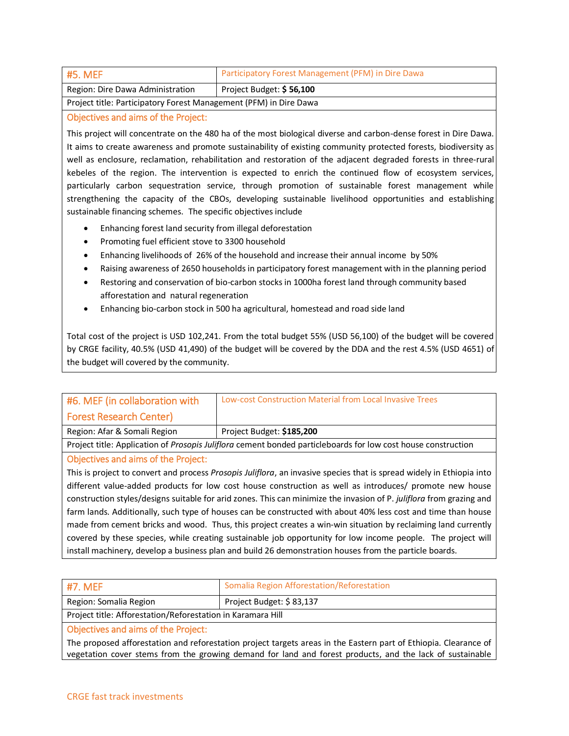| #5. MEF | Participatory Forest Management (PFM) in Dire Dawa |
| --- | --- |
| Region: Dire Dawa Administration | Project Budget: **$ 56,100** |
| Project title: Participatory Forest Management (PFM) in Dire Dawa | |

**Objectives and aims of the Project:**

This project will concentrate on the 480 ha of the most biological diverse and carbon-dense forest in Dire Dawa. It aims to create awareness and promote sustainability of existing community protected forests, biodiversity as well as enclosure, reclamation, rehabilitation and restoration of the adjacent degraded forests in three-rural kebeles of the region. The intervention is expected to enrich the continued flow of ecosystem services, particularly carbon sequestration service, through promotion of sustainable forest management while strengthening the capacity of the CBOs, developing sustainable livelihood opportunities and establishing sustainable financing schemes. The specific objectives include

- Enhancing forest land security from illegal deforestation
- Promoting fuel efficient stove to 3300 household
- Enhancing livelihoods of 26% of the household and increase their annual income by 50%
- Raising awareness of 2650 households in participatory forest management with in the planning period
- Restoring and conservation of bio-carbon stocks in 1000ha forest land through community based afforestation and natural regeneration
- Enhancing bio-carbon stock in 500 ha agricultural, homestead and road side land

Total cost of the project is USD 102,241. From the total budget 55% (USD 56,100) of the budget will be covered by CRGE facility, 40.5% (USD 41,490) of the budget will be covered by the DDA and the rest 4.5% (USD 4651) of the budget will covered by the community.

| #6. MEF (in collaboration with Forest Research Center) | Low-cost Construction Material from Local Invasive Trees |
| --- | --- |
| Region: Afar & Somali Region | Project Budget: **$185,200** |
| Project title: Application of *Prosopis Juliflora* cement bonded particleboards for low cost house construction | |

**Objectives and aims of the Project:**

This is project to convert and process *Prosopis Juliflora*, an invasive species that is spread widely in Ethiopia into different value-added products for low cost house construction as well as introduces/ promote new house construction styles/designs suitable for arid zones. This can minimize the invasion of P. *juliflora* from grazing and farm lands. Additionally, such type of houses can be constructed with about 40% less cost and time than house made from cement bricks and wood. Thus, this project creates a win-win situation by reclaiming land currently covered by these species, while creating sustainable job opportunity for low income people. The project will install machinery, develop a business plan and build 26 demonstration houses from the particle boards.

| #7. MEF | Somalia Region Afforestation/Reforestation |
| --- | --- |
| Region: Somalia Region | Project Budget: $ 83,137 |
| Project title: Afforestation/Reforestation in Karamara Hill | |

**Objectives and aims of the Project:**

The proposed afforestation and reforestation project targets areas in the Eastern part of Ethiopia. Clearance of vegetation cover stems from the growing demand for land and forest products, and the lack of sustainable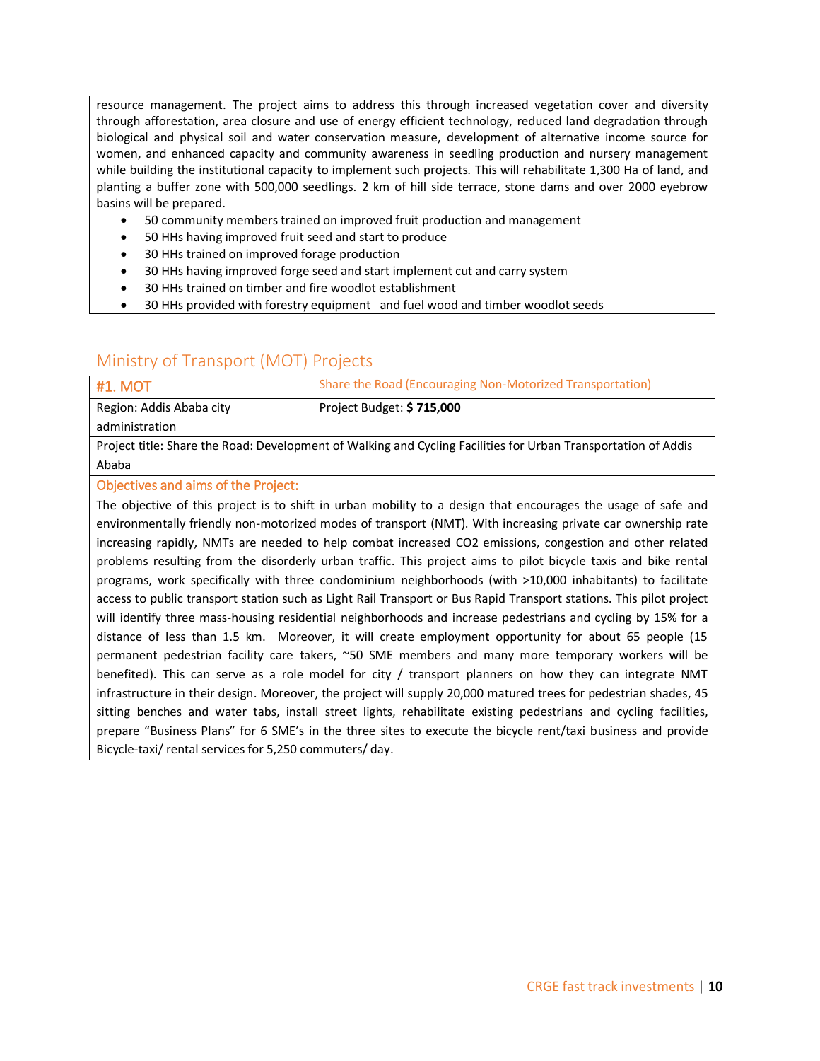resource management. The project aims to address this through increased vegetation cover and diversity through afforestation, area closure and use of energy efficient technology, reduced land degradation through biological and physical soil and water conservation measure, development of alternative income source for women, and enhanced capacity and community awareness in seedling production and nursery management while building the institutional capacity to implement such projects. This will rehabilitate 1,300 Ha of land, and planting a buffer zone with 500,000 seedlings. 2 km of hill side terrace, stone dams and over 2000 eyebrow basins will be prepared.

- 50 community members trained on improved fruit production and management
- 50 HHs having improved fruit seed and start to produce
- 30 HHs trained on improved forage production
- 30 HHs having improved forge seed and start implement cut and carry system
- 30 HHs trained on timber and fire woodlot establishment
- 30 HHs provided with forestry equipment and fuel wood and timber woodlot seeds

## Ministry of Transport (MOT) Projects

| #1. MOT | Share the Road (Encouraging Non-Motorized Transportation) |
|---|---|
| Region: Addis Ababa city administration | Project Budget: **$ 715,000** |

Project title: Share the Road: Development of Walking and Cycling Facilities for Urban Transportation of Addis Ababa

### Objectives and aims of the Project:

The objective of this project is to shift in urban mobility to a design that encourages the usage of safe and environmentally friendly non-motorized modes of transport (NMT). With increasing private car ownership rate increasing rapidly, NMTs are needed to help combat increased $CO_2$ emissions, congestion and other related problems resulting from the disorderly urban traffic. This project aims to pilot bicycle taxis and bike rental programs, work specifically with three condominium neighborhoods (with >10,000 inhabitants) to facilitate access to public transport station such as Light Rail Transport or Bus Rapid Transport stations. This pilot project will identify three mass-housing residential neighborhoods and increase pedestrians and cycling by 15% for a distance of less than 1.5 km. Moreover, it will create employment opportunity for about 65 people (15 permanent pedestrian facility care takers, ~50 SME members and many more temporary workers will be benefited). This can serve as a role model for city / transport planners on how they can integrate NMT infrastructure in their design. Moreover, the project will supply 20,000 matured trees for pedestrian shades, 45 sitting benches and water tabs, install street lights, rehabilitate existing pedestrians and cycling facilities, prepare "Business Plans" for 6 SME's in the three sites to execute the bicycle rent/taxi business and provide Bicycle-taxi/ rental services for 5,250 commuters/ day.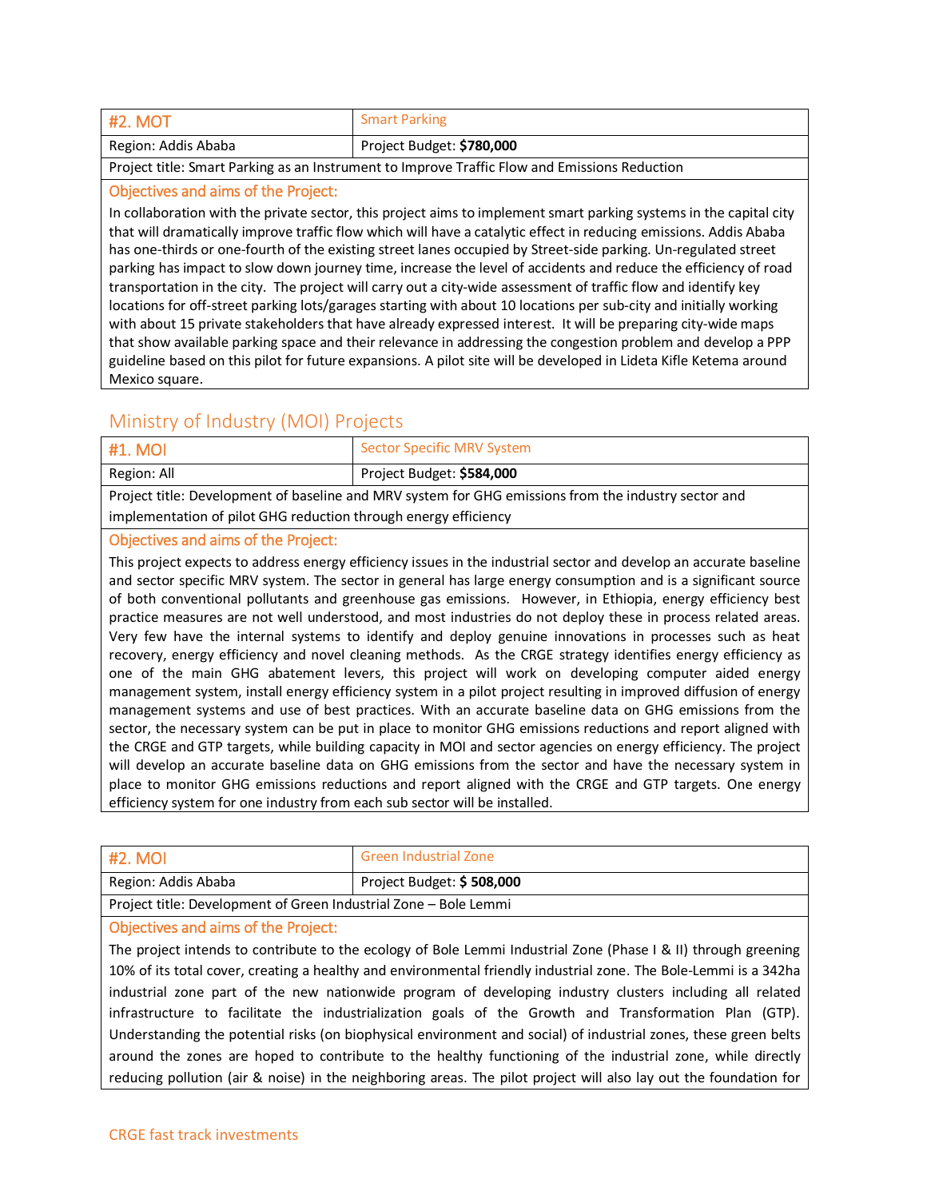| #2. MOT | Smart Parking |
| --- | --- |
| Region: Addis Ababa | Project Budget: **$780,000** |
| Project title: Smart Parking as an Instrument to Improve Traffic Flow and Emissions Reduction | |
| **Objectives and aims of the Project:** In collaboration with the private sector, this project aims to implement smart parking systems in the capital city that will dramatically improve traffic flow which will have a catalytic effect in reducing emissions. Addis Ababa has one-thirds or one-fourth of the existing street lanes occupied by Street-side parking. Un-regulated street parking has impact to slow down journey time, increase the level of accidents and reduce the efficiency of road transportation in the city. The project will carry out a city-wide assessment of traffic flow and identify key locations for off-street parking lots/garages starting with about 10 locations per sub-city and initially working with about 15 private stakeholders that have already expressed interest. It will be preparing city-wide maps that show available parking space and their relevance in addressing the congestion problem and develop a PPP guideline based on this pilot for future expansions. A pilot site will be developed in Lideta Kifle Ketema around Mexico square. | |

## Ministry of Industry (MOI) Projects

| #1. MOI | Sector Specific MRV System |
| --- | --- |
| Region: All | Project Budget: **$584,000** |
| Project title: Development of baseline and MRV system for GHG emissions from the industry sector and implementation of pilot GHG reduction through energy efficiency | |
| **Objectives and aims of the Project:** This project expects to address energy efficiency issues in the industrial sector and develop an accurate baseline and sector specific MRV system. The sector in general has large energy consumption and is a significant source of both conventional pollutants and greenhouse gas emissions. However, in Ethiopia, energy efficiency best practice measures are not well understood, and most industries do not deploy these in process related areas. Very few have the internal systems to identify and deploy genuine innovations in processes such as heat recovery, energy efficiency and novel cleaning methods. As the CRGE strategy identifies energy efficiency as one of the main GHG abatement levers, this project will work on developing computer aided energy management system, install energy efficiency system in a pilot project resulting in improved diffusion of energy management systems and use of best practices. With an accurate baseline data on GHG emissions from the sector, the necessary system can be put in place to monitor GHG emissions reductions and report aligned with the CRGE and GTP targets, while building capacity in MOI and sector agencies on energy efficiency. The project will develop an accurate baseline data on GHG emissions from the sector and have the necessary system in place to monitor GHG emissions reductions and report aligned with the CRGE and GTP targets. One energy efficiency system for one industry from each sub sector will be installed. | |

| #2. MOI | Green Industrial Zone |
| --- | --- |
| Region: Addis Ababa | Project Budget: **$ 508,000** |
| Project title: Development of Green Industrial Zone – Bole Lemmi | |
| **Objectives and aims of the Project:** The project intends to contribute to the ecology of Bole Lemmi Industrial Zone (Phase I & II) through greening 10% of its total cover, creating a healthy and environmental friendly industrial zone. The Bole-Lemmi is a 342ha industrial zone part of the new nationwide program of developing industry clusters including all related infrastructure to facilitate the industrialization goals of the Growth and Transformation Plan (GTP). Understanding the potential risks (on biophysical environment and social) of industrial zones, these green belts around the zones are hoped to contribute to the healthy functioning of the industrial zone, while directly reducing pollution (air & noise) in the neighboring areas. The pilot project will also lay out the foundation for | |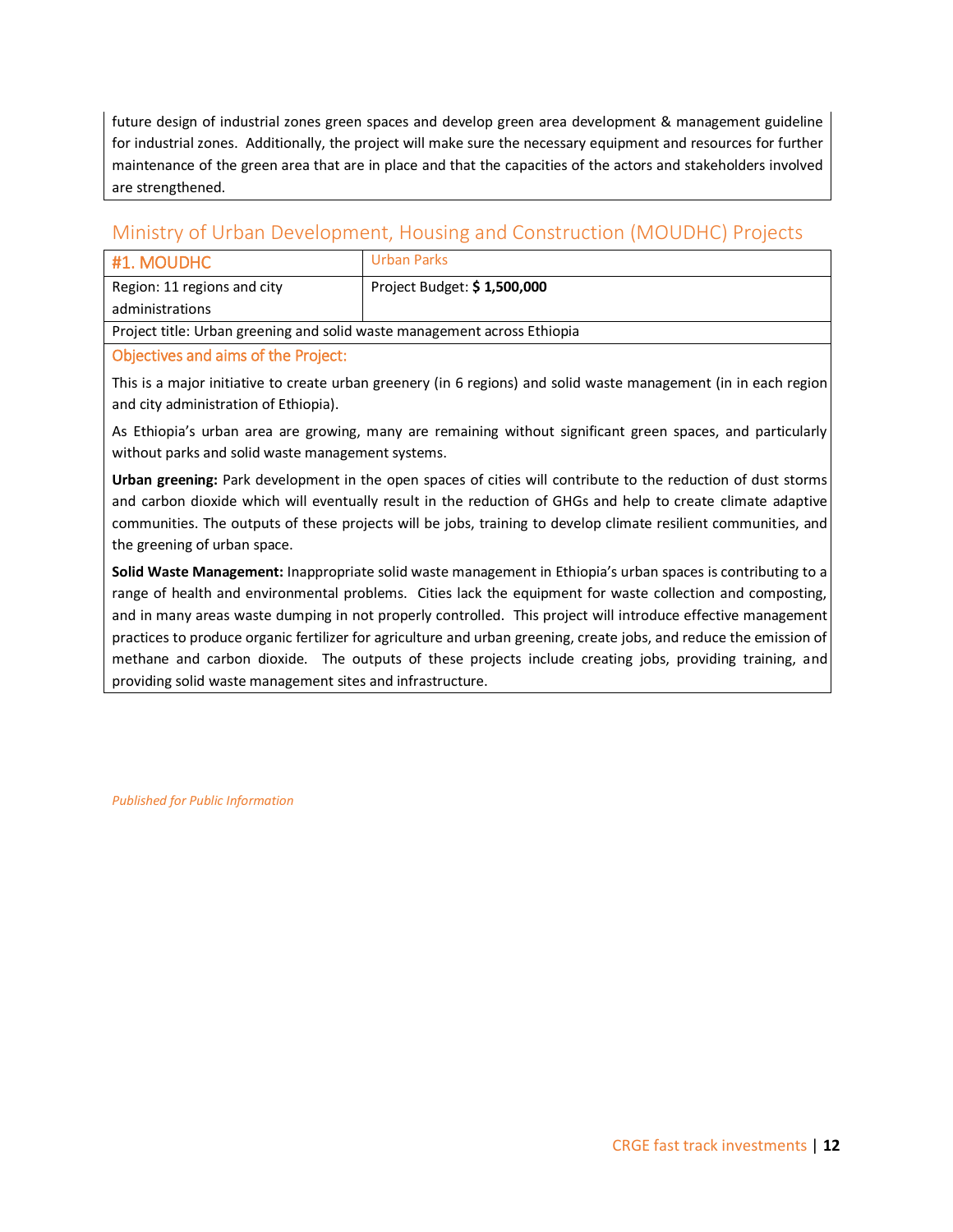future design of industrial zones green spaces and develop green area development & management guideline for industrial zones. Additionally, the project will make sure the necessary equipment and resources for further maintenance of the green area that are in place and that the capacities of the actors and stakeholders involved are strengthened.

## Ministry of Urban Development, Housing and Construction (MOUDHC) Projects

| #1. MOUDHC | Urban Parks |
|---|---|
| Region: 11 regions and city administrations | Project Budget: **$ 1,500,000** |
| Project title: Urban greening and solid waste management across Ethiopia | |

### Objectives and aims of the Project:

This is a major initiative to create urban greenery (in 6 regions) and solid waste management (in in each region and city administration of Ethiopia).

As Ethiopia's urban area are growing, many are remaining without significant green spaces, and particularly without parks and solid waste management systems.

**Urban greening:** Park development in the open spaces of cities will contribute to the reduction of dust storms and carbon dioxide which will eventually result in the reduction of GHGs and help to create climate adaptive communities. The outputs of these projects will be jobs, training to develop climate resilient communities, and the greening of urban space.

**Solid Waste Management:** Inappropriate solid waste management in Ethiopia's urban spaces is contributing to a range of health and environmental problems. Cities lack the equipment for waste collection and composting, and in many areas waste dumping in not properly controlled. This project will introduce effective management practices to produce organic fertilizer for agriculture and urban greening, create jobs, and reduce the emission of methane and carbon dioxide. The outputs of these projects include creating jobs, providing training, and providing solid waste management sites and infrastructure.

*Published for Public Information*